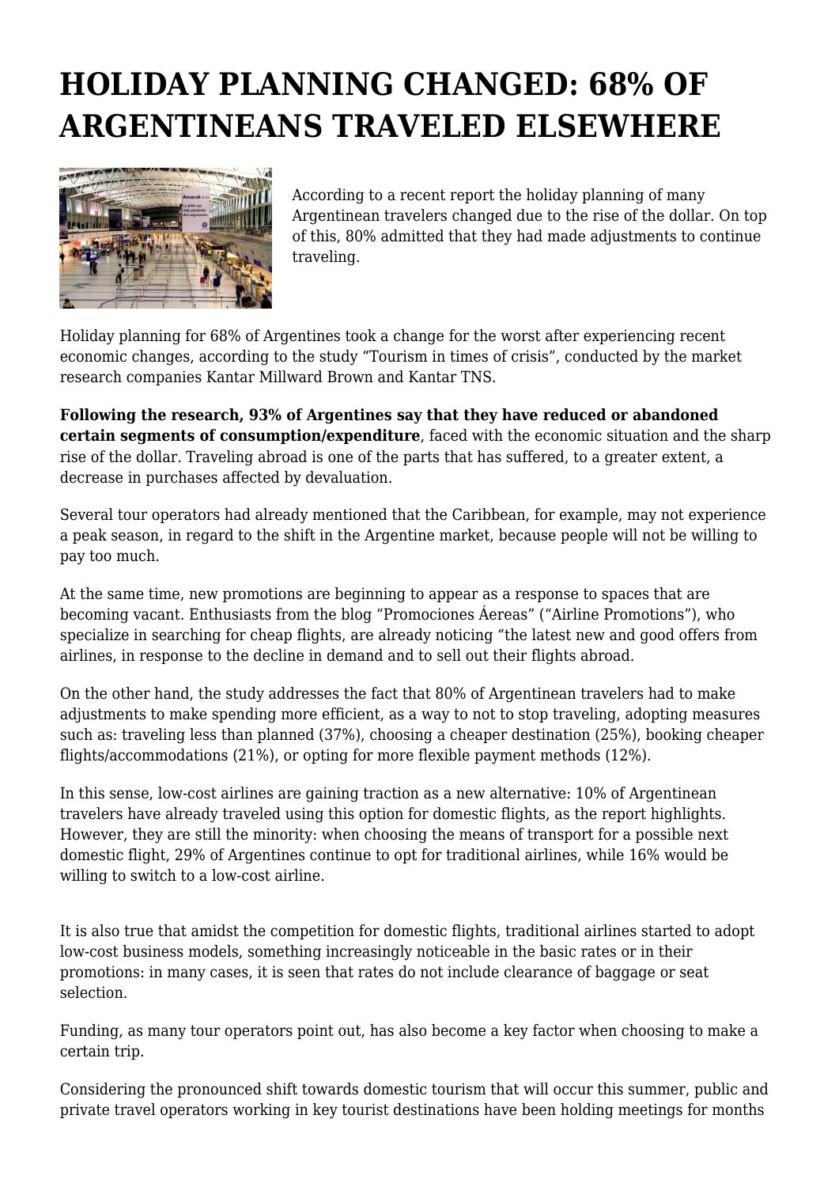# HOLIDAY PLANNING CHANGED: 68% OF ARGENTINEANS TRAVELED ELSEWHERE

According to a recent report the holiday planning of many Argentinean travelers changed due to the rise of the dollar. On top of this, 80% admitted that they had made adjustments to continue traveling.

Holiday planning for 68% of Argentines took a change for the worst after experiencing recent economic changes, according to the study "Tourism in times of crisis", conducted by the market research companies Kantar Millward Brown and Kantar TNS.

**Following the research, 93% of Argentines say that they have reduced or abandoned certain segments of consumption/expenditure**, faced with the economic situation and the sharp rise of the dollar. Traveling abroad is one of the parts that has suffered, to a greater extent, a decrease in purchases affected by devaluation.

Several tour operators had already mentioned that the Caribbean, for example, may not experience a peak season, in regard to the shift in the Argentine market, because people will not be willing to pay too much.

At the same time, new promotions are beginning to appear as a response to spaces that are becoming vacant. Enthusiasts from the blog "Promociones Áereas" ("Airline Promotions"), who specialize in searching for cheap flights, are already noticing "the latest new and good offers from airlines, in response to the decline in demand and to sell out their flights abroad.

On the other hand, the study addresses the fact that 80% of Argentinean travelers had to make adjustments to make spending more efficient, as a way to not to stop traveling, adopting measures such as: traveling less than planned (37%), choosing a cheaper destination (25%), booking cheaper flights/accommodations (21%), or opting for more flexible payment methods (12%).

In this sense, low-cost airlines are gaining traction as a new alternative: 10% of Argentinean travelers have already traveled using this option for domestic flights, as the report highlights. However, they are still the minority: when choosing the means of transport for a possible next domestic flight, 29% of Argentines continue to opt for traditional airlines, while 16% would be willing to switch to a low-cost airline.

It is also true that amidst the competition for domestic flights, traditional airlines started to adopt low-cost business models, something increasingly noticeable in the basic rates or in their promotions: in many cases, it is seen that rates do not include clearance of baggage or seat selection.

Funding, as many tour operators point out, has also become a key factor when choosing to make a certain trip.

Considering the pronounced shift towards domestic tourism that will occur this summer, public and private travel operators working in key tourist destinations have been holding meetings for months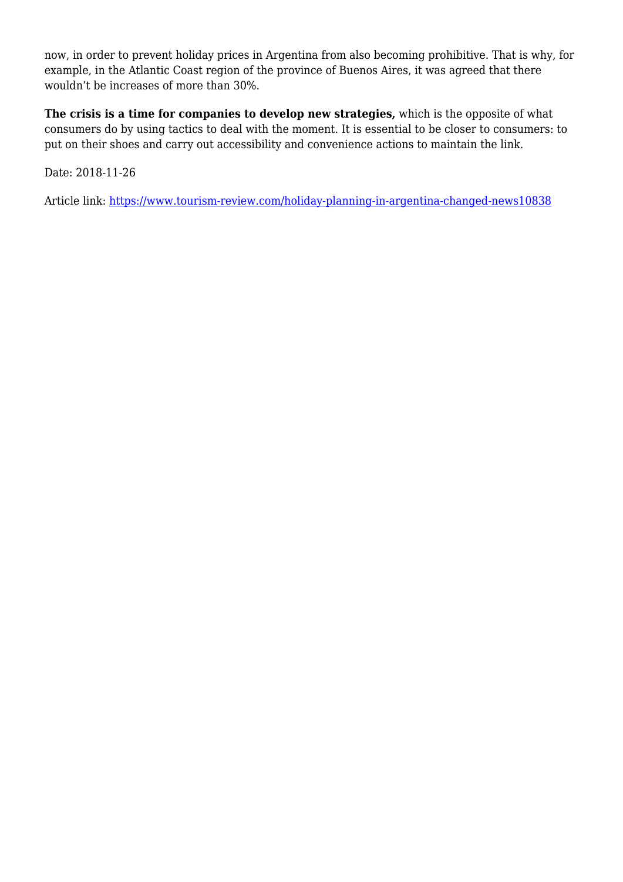now, in order to prevent holiday prices in Argentina from also becoming prohibitive. That is why, for example, in the Atlantic Coast region of the province of Buenos Aires, it was agreed that there wouldn't be increases of more than 30%.

**The crisis is a time for companies to develop new strategies,** which is the opposite of what consumers do by using tactics to deal with the moment. It is essential to be closer to consumers: to put on their shoes and carry out accessibility and convenience actions to maintain the link.

Date: 2018-11-26

Article link: [https://www.tourism-review.com/holiday-planning-in-argentina-changed-news10838](https://www.tourism-review.com/holiday-planning-in-argentina-changed-news10838)